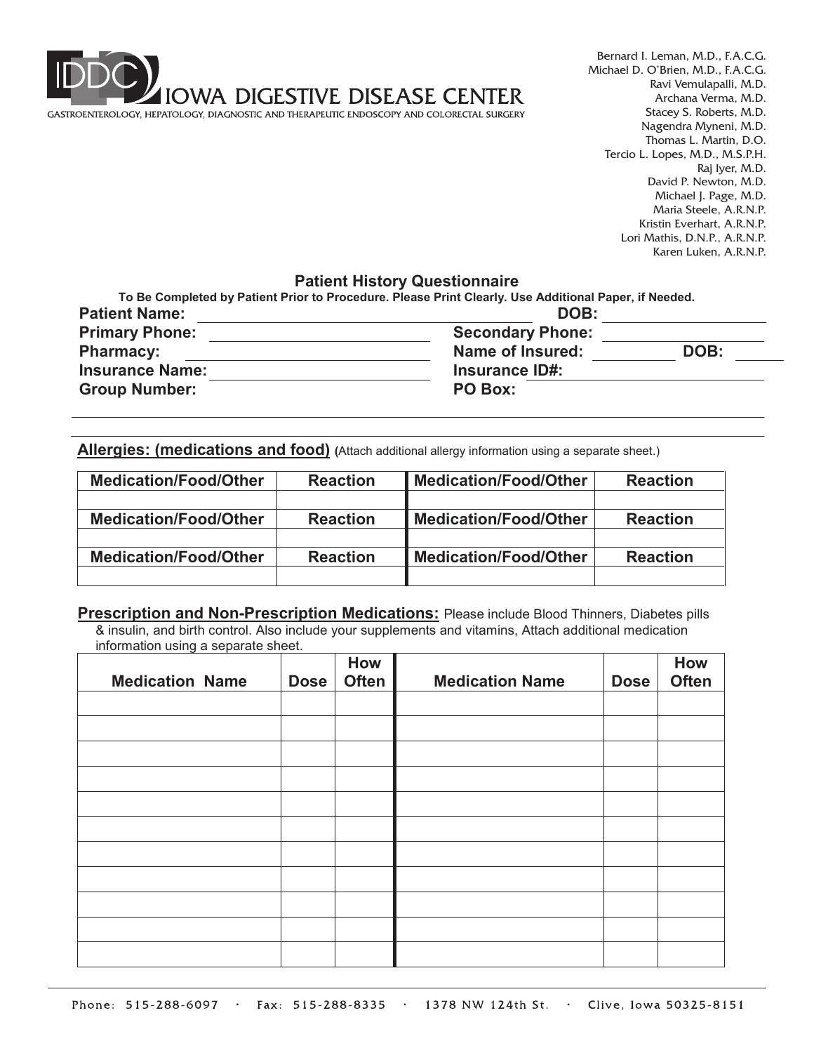IDDC IOWA DIGESTIVE DISEASE CENTER

GASTROENTEROLOGY, HEPATOLOGY, DIAGNOSTIC AND THERAPEUTIC ENDOSCOPY AND COLORECTAL SURGERY

Bernard I. Leman, M.D., F.A.C.G.
Michael D. O'Brien, M.D., F.A.C.G.
Ravi Vemulapalli, M.D.
Archana Verma, M.D.
Stacey S. Roberts, M.D.
Nagendra Myneni, M.D.
Thomas L. Martin, D.O.
Tercio L. Lopes, M.D., M.S.P.H.
Raj Iyer, M.D.
David P. Newton, M.D.
Michael J. Page, M.D.
Maria Steele, A.R.N.P.
Kristin Everhart, A.R.N.P.
Lori Mathis, D.N.P., A.R.N.P.
Karen Luken, A.R.N.P.

## Patient History Questionnaire

**To Be Completed by Patient Prior to Procedure. Please Print Clearly. Use Additional Paper, if Needed.**

**Patient Name:** ______________________ **DOB:** ____________

**Primary Phone:** ______________________ **Secondary Phone:** ____________

**Pharmacy:** ______________________ **Name of Insured:** ____________ **DOB:** ______

**Insurance Name:** ______________________ **Insurance ID#:** ____________

**Group Number:** ______________________ **PO Box:** ____________

**Allergies: (medications and food)** (Attach additional allergy information using a separate sheet.)

| Medication/Food/Other | Reaction | Medication/Food/Other | Reaction |
|---|---|---|---|
| | | | |
| **Medication/Food/Other** | **Reaction** | **Medication/Food/Other** | **Reaction** |
| | | | |
| **Medication/Food/Other** | **Reaction** | **Medication/Food/Other** | **Reaction** |
| | | | |

**Prescription and Non-Prescription Medications:** Please include Blood Thinners, Diabetes pills & insulin, and birth control. Also include your supplements and vitamins, Attach additional medication information using a separate sheet.

| Medication Name | Dose | How Often | Medication Name | Dose | How Often |
|---|---|---|---|---|---|
| | | | | | |
| | | | | | |
| | | | | | |
| | | | | | |
| | | | | | |
| | | | | | |
| | | | | | |
| | | | | | |
| | | | | | |
| | | | | | |
| | | | | | |

Phone: 515-288-6097 · Fax: 515-288-8335 · 1378 NW 124th St. · Clive, Iowa 50325-8151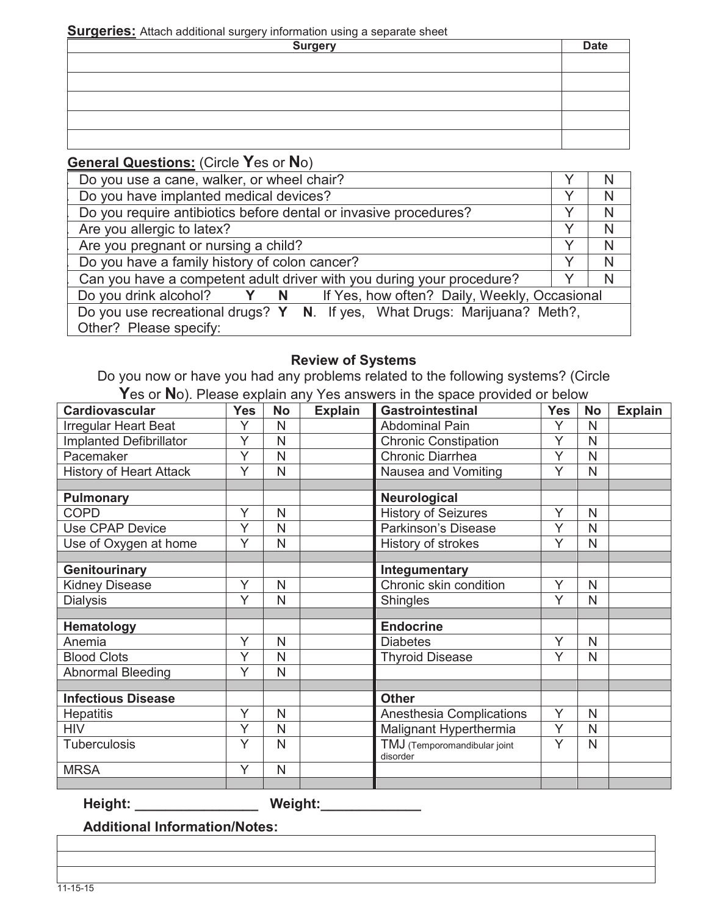**Surgeries:** Attach additional surgery information using a separate sheet

| Surgery | Date |
|---|---|
| | |
| | |
| | |
| | |
| | |

**General Questions:** (Circle **Y**es or **N**o)

| | | |
|---|---|---|
| Do you use a cane, walker, or wheel chair? | Y | N |
| Do you have implanted medical devices? | Y | N |
| Do you require antibiotics before dental or invasive procedures? | Y | N |
| Are you allergic to latex? | Y | N |
| Are you pregnant or nursing a child? | Y | N |
| Do you have a family history of colon cancer? | Y | N |
| Can you have a competent adult driver with you during your procedure? | Y | N |
| Do you drink alcohol? **Y N** If Yes, how often? Daily, Weekly, Occasional | | |
| Do you use recreational drugs? **Y N**. If yes, What Drugs: Marijuana? Meth?, Other? Please specify: | | |

## Review of Systems

Do you now or have you had any problems related to the following systems? (Circle **Y**es or **N**o). Please explain any Yes answers in the space provided or below

| Cardiovascular | Yes | No | Explain | Gastrointestinal | Yes | No | Explain |
|---|---|---|---|---|---|---|---|
| Irregular Heart Beat | Y | N | | Abdominal Pain | Y | N | |
| Implanted Defibrillator | Y | N | | Chronic Constipation | Y | N | |
| Pacemaker | Y | N | | Chronic Diarrhea | Y | N | |
| History of Heart Attack | Y | N | | Nausea and Vomiting | Y | N | |
| | | | | | | | |
| **Pulmonary** | | | | **Neurological** | | | |
| COPD | Y | N | | History of Seizures | Y | N | |
| Use CPAP Device | Y | N | | Parkinson's Disease | Y | N | |
| Use of Oxygen at home | Y | N | | History of strokes | Y | N | |
| | | | | | | | |
| **Genitourinary** | | | | **Integumentary** | | | |
| Kidney Disease | Y | N | | Chronic skin condition | Y | N | |
| Dialysis | Y | N | | Shingles | Y | N | |
| | | | | | | | |
| **Hematology** | | | | **Endocrine** | | | |
| Anemia | Y | N | | Diabetes | Y | N | |
| Blood Clots | Y | N | | Thyroid Disease | Y | N | |
| Abnormal Bleeding | Y | N | | | | | |
| | | | | | | | |
| **Infectious Disease** | | | | **Other** | | | |
| Hepatitis | Y | N | | Anesthesia Complications | Y | N | |
| HIV | Y | N | | Malignant Hyperthermia | Y | N | |
| Tuberculosis | Y | N | | TMJ (Temporomandibular joint disorder | Y | N | |
| MRSA | Y | N | | | | | |

**Height:** ________________ **Weight:**_____________

**Additional Information/Notes:**

| |
|---|
| |
| |
| |

11-15-15